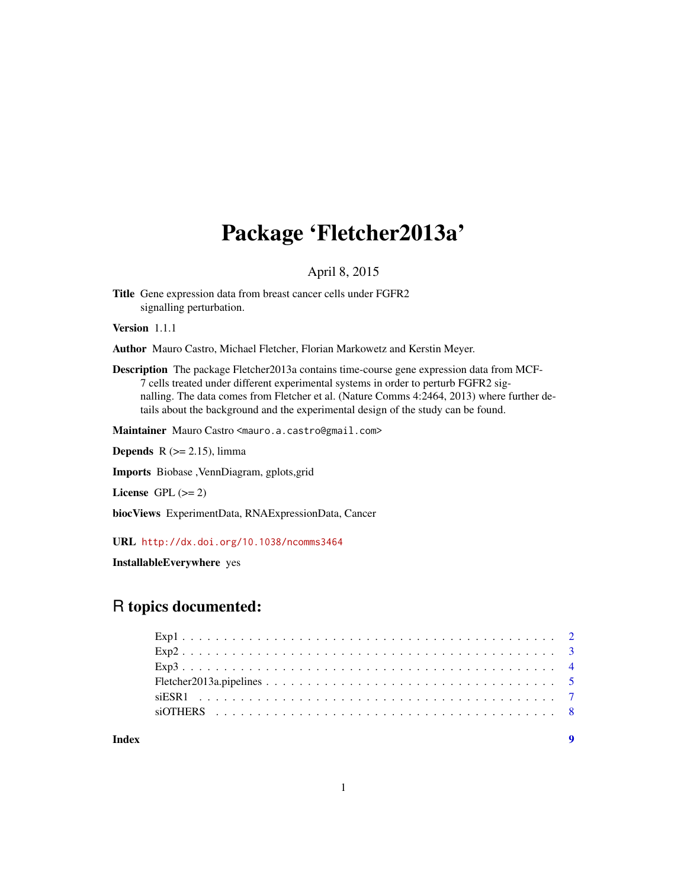# Package 'Fletcher2013a'

April 8, 2015

**Title** Gene expression data from breast cancer cells under FGFR2 signalling perturbation.

**Version** 1.1.1

**Author** Mauro Castro, Michael Fletcher, Florian Markowetz and Kerstin Meyer.

**Description** The package Fletcher2013a contains time-course gene expression data from MCF-7 cells treated under different experimental systems in order to perturb FGFR2 signalling. The data comes from Fletcher et al. (Nature Comms 4:2464, 2013) where further details about the background and the experimental design of the study can be found.

**Maintainer** Mauro Castro <mauro.a.castro@gmail.com>

**Depends** R (>= 2.15), limma

**Imports** Biobase ,VennDiagram, gplots,grid

**License** GPL (>= 2)

**biocViews** ExperimentData, RNAExpressionData, Cancer

**URL** http://dx.doi.org/10.1038/ncomms3464

**InstallableEverywhere** yes

## R topics documented:

- Exp1 . . . . . . . . . . . . . . . . . . . . . . . . . . . . . . . . . . . . . . . . . . . 2
- Exp2 . . . . . . . . . . . . . . . . . . . . . . . . . . . . . . . . . . . . . . . . . . . 3
- Exp3 . . . . . . . . . . . . . . . . . . . . . . . . . . . . . . . . . . . . . . . . . . . 4
- Fletcher2013a.pipelines . . . . . . . . . . . . . . . . . . . . . . . . . . . . . . . . . 5
- siESR1 . . . . . . . . . . . . . . . . . . . . . . . . . . . . . . . . . . . . . . . . . . 7
- siOTHERS . . . . . . . . . . . . . . . . . . . . . . . . . . . . . . . . . . . . . . . . 8

**Index** 9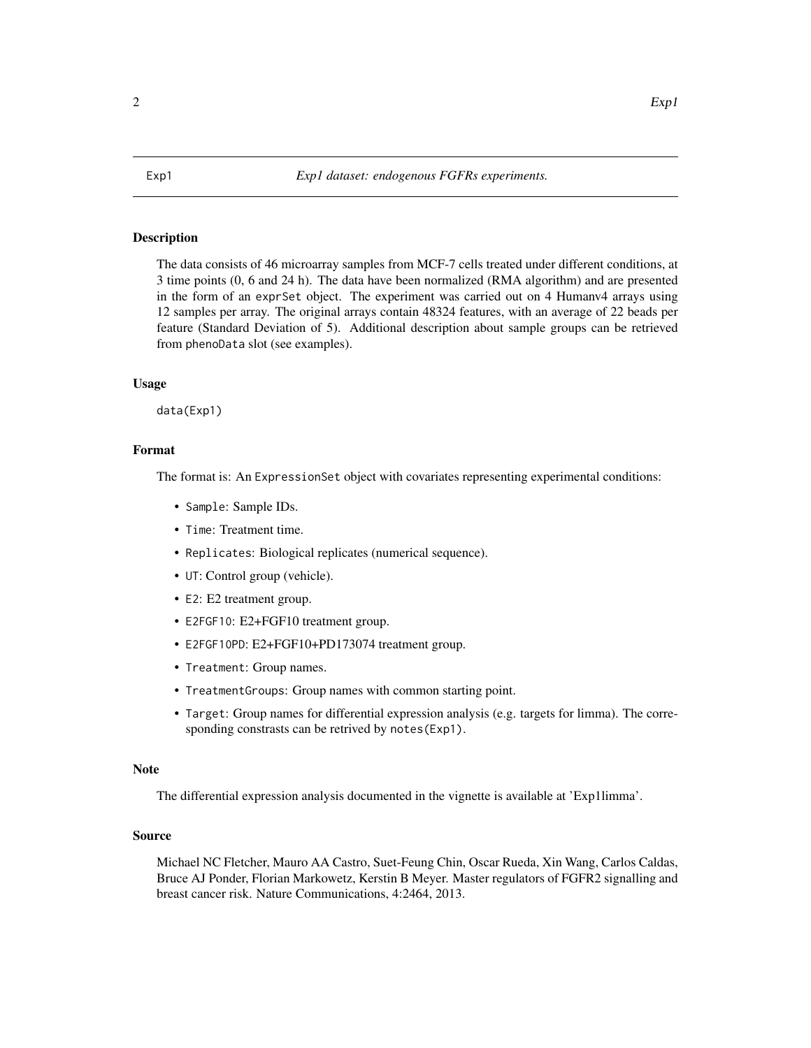Exp1 *Exp1 dataset: endogenous FGFRs experiments.*

## Description

The data consists of 46 microarray samples from MCF-7 cells treated under different conditions, at 3 time points (0, 6 and 24 h). The data have been normalized (RMA algorithm) and are presented in the form of an `exprSet` object. The experiment was carried out on 4 Humanv4 arrays using 12 samples per array. The original arrays contain 48324 features, with an average of 22 beads per feature (Standard Deviation of 5). Additional description about sample groups can be retrieved from `phenoData` slot (see examples).

## Usage

```
data(Exp1)
```

## Format

The format is: An `ExpressionSet` object with covariates representing experimental conditions:

- `Sample`: Sample IDs.
- `Time`: Treatment time.
- `Replicates`: Biological replicates (numerical sequence).
- `UT`: Control group (vehicle).
- `E2`: E2 treatment group.
- `E2FGF10`: E2+FGF10 treatment group.
- `E2FGF10PD`: E2+FGF10+PD173074 treatment group.
- `Treatment`: Group names.
- `TreatmentGroups`: Group names with common starting point.
- `Target`: Group names for differential expression analysis (e.g. targets for limma). The corresponding constrasts can be retrived by `notes(Exp1)`.

## Note

The differential expression analysis documented in the vignette is available at 'Exp1limma'.

## Source

Michael NC Fletcher, Mauro AA Castro, Suet-Feung Chin, Oscar Rueda, Xin Wang, Carlos Caldas, Bruce AJ Ponder, Florian Markowetz, Kerstin B Meyer. Master regulators of FGFR2 signalling and breast cancer risk. Nature Communications, 4:2464, 2013.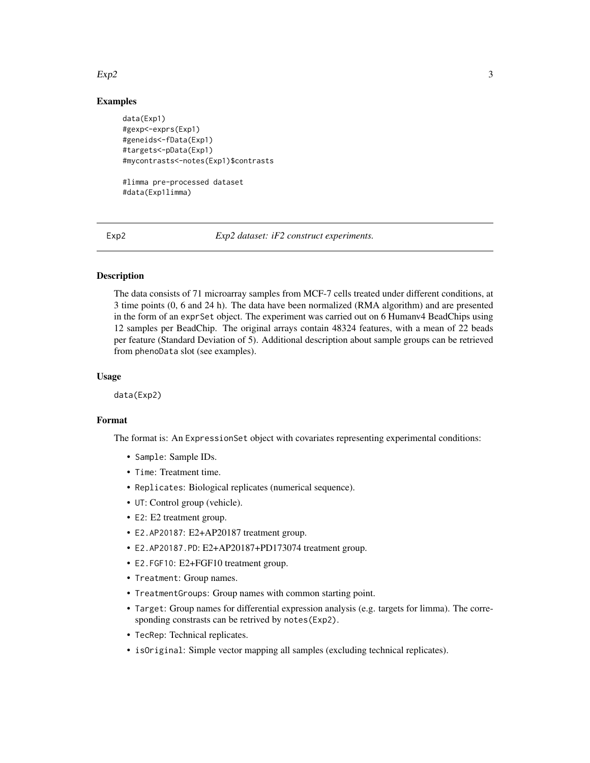## Examples

```
data(Exp1)
#gexp<-exprs(Exp1)
#geneids<-fData(Exp1)
#targets<-pData(Exp1)
#mycontrasts<-notes(Exp1)$contrasts

#limma pre-processed dataset
#data(Exp1limma)
```

---

# Exp2 — *Exp2 dataset: iF2 construct experiments.*

---

## Description

The data consists of 71 microarray samples from MCF-7 cells treated under different conditions, at 3 time points (0, 6 and 24 h). The data have been normalized (RMA algorithm) and are presented in the form of an `exprSet` object. The experiment was carried out on 6 Humanv4 BeadChips using 12 samples per BeadChip. The original arrays contain 48324 features, with a mean of 22 beads per feature (Standard Deviation of 5). Additional description about sample groups can be retrieved from `phenoData` slot (see examples).

## Usage

```
data(Exp2)
```

## Format

The format is: An `ExpressionSet` object with covariates representing experimental conditions:

- `Sample`: Sample IDs.
- `Time`: Treatment time.
- `Replicates`: Biological replicates (numerical sequence).
- `UT`: Control group (vehicle).
- `E2`: E2 treatment group.
- `E2.AP20187`: E2+AP20187 treatment group.
- `E2.AP20187.PD`: E2+AP20187+PD173074 treatment group.
- `E2.FGF10`: E2+FGF10 treatment group.
- `Treatment`: Group names.
- `TreatmentGroups`: Group names with common starting point.
- `Target`: Group names for differential expression analysis (e.g. targets for limma). The corresponding constrasts can be retrived by `notes(Exp2)`.
- `TecRep`: Technical replicates.
- `isOriginal`: Simple vector mapping all samples (excluding technical replicates).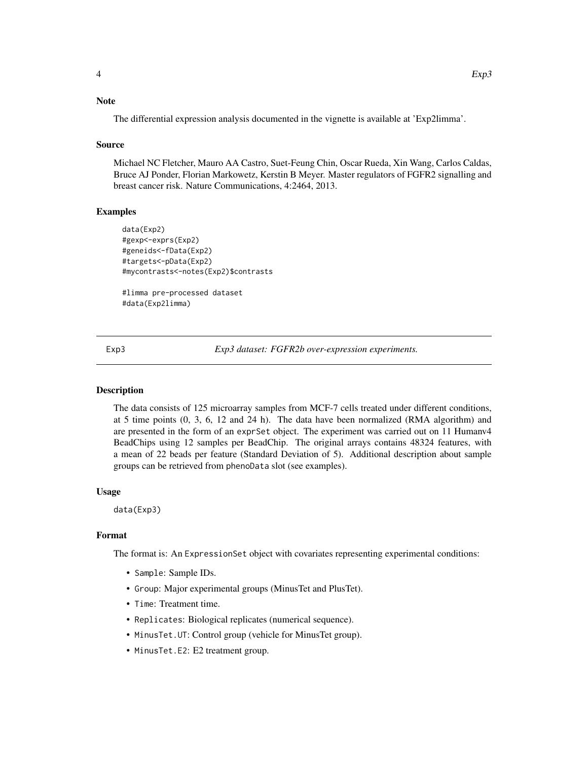### Note

The differential expression analysis documented in the vignette is available at 'Exp2limma'.

### Source

Michael NC Fletcher, Mauro AA Castro, Suet-Feung Chin, Oscar Rueda, Xin Wang, Carlos Caldas, Bruce AJ Ponder, Florian Markowetz, Kerstin B Meyer. Master regulators of FGFR2 signalling and breast cancer risk. Nature Communications, 4:2464, 2013.

### Examples

```
data(Exp2)
#gexp<-exprs(Exp2)
#geneids<-fData(Exp2)
#targets<-pData(Exp2)
#mycontrasts<-notes(Exp2)$contrasts

#limma pre-processed dataset
#data(Exp2limma)
```

---

## Exp3 — *Exp3 dataset: FGFR2b over-expression experiments.*

---

### Description

The data consists of 125 microarray samples from MCF-7 cells treated under different conditions, at 5 time points (0, 3, 6, 12 and 24 h). The data have been normalized (RMA algorithm) and are presented in the form of an `exprSet` object. The experiment was carried out on 11 Humanv4 BeadChips using 12 samples per BeadChip. The original arrays contains 48324 features, with a mean of 22 beads per feature (Standard Deviation of 5). Additional description about sample groups can be retrieved from `phenoData` slot (see examples).

### Usage

```
data(Exp3)
```

### Format

The format is: An `ExpressionSet` object with covariates representing experimental conditions:

- `Sample`: Sample IDs.
- `Group`: Major experimental groups (MinusTet and PlusTet).
- `Time`: Treatment time.
- `Replicates`: Biological replicates (numerical sequence).
- `MinusTet.UT`: Control group (vehicle for MinusTet group).
- `MinusTet.E2`: E2 treatment group.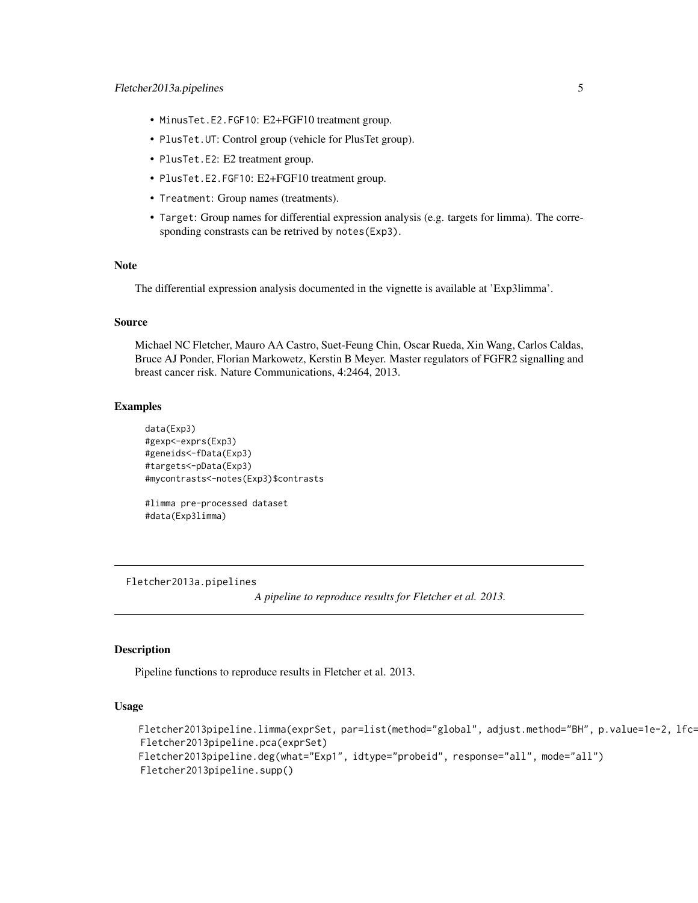- `MinusTet.E2.FGF10`: E2+FGF10 treatment group.
- `PlusTet.UT`: Control group (vehicle for PlusTet group).
- `PlusTet.E2`: E2 treatment group.
- `PlusTet.E2.FGF10`: E2+FGF10 treatment group.
- `Treatment`: Group names (treatments).
- `Target`: Group names for differential expression analysis (e.g. targets for limma). The corresponding constrasts can be retrived by `notes(Exp3)`.

### Note

The differential expression analysis documented in the vignette is available at 'Exp3limma'.

### Source

Michael NC Fletcher, Mauro AA Castro, Suet-Feung Chin, Oscar Rueda, Xin Wang, Carlos Caldas, Bruce AJ Ponder, Florian Markowetz, Kerstin B Meyer. Master regulators of FGFR2 signalling and breast cancer risk. Nature Communications, 4:2464, 2013.

### Examples

```
data(Exp3)
#gexp<-exprs(Exp3)
#geneids<-fData(Exp3)
#targets<-pData(Exp3)
#mycontrasts<-notes(Exp3)$contrasts

#limma pre-processed dataset
#data(Exp3limma)
```

---

`Fletcher2013a.pipelines` *A pipeline to reproduce results for Fletcher et al. 2013.*

---

### Description

Pipeline functions to reproduce results in Fletcher et al. 2013.

### Usage

```
Fletcher2013pipeline.limma(exprSet, par=list(method="global", adjust.method="BH", p.value=1e-2, lfc=
Fletcher2013pipeline.pca(exprSet)
Fletcher2013pipeline.deg(what="Exp1", idtype="probeid", response="all", mode="all")
Fletcher2013pipeline.supp()
```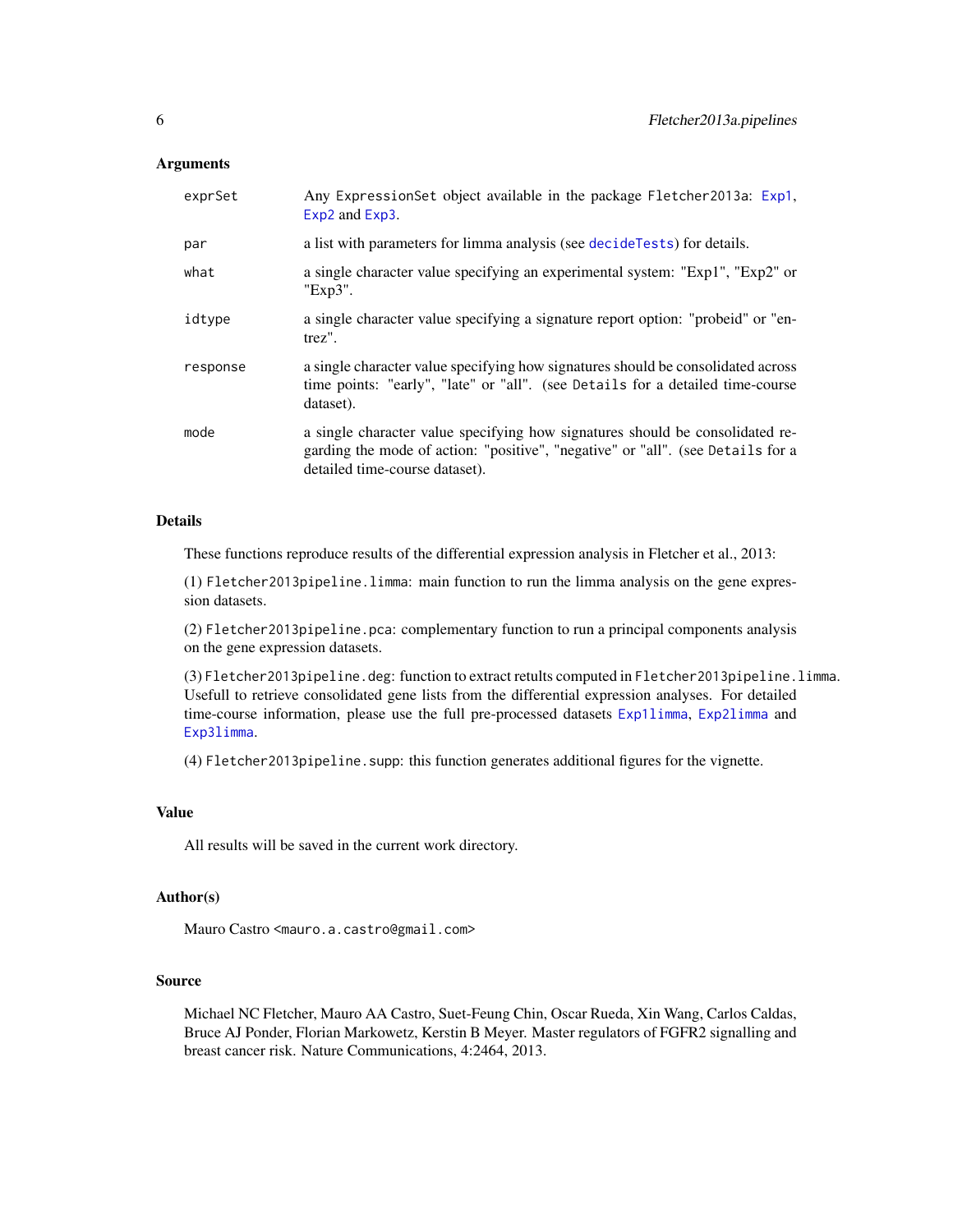### Arguments

| | |
|---|---|
| `exprSet` | Any `ExpressionSet` object available in the package `Fletcher2013a`: `Exp1`, `Exp2` and `Exp3`. |
| `par` | a list with parameters for limma analysis (see `decideTests`) for details. |
| `what` | a single character value specifying an experimental system: "Exp1", "Exp2" or "Exp3". |
| `idtype` | a single character value specifying a signature report option: "probeid" or "entrez". |
| `response` | a single character value specifying how signatures should be consolidated across time points: "early", "late" or "all". (see `Details` for a detailed time-course dataset). |
| `mode` | a single character value specifying how signatures should be consolidated regarding the mode of action: "positive", "negative" or "all". (see `Details` for a detailed time-course dataset). |

### Details

These functions reproduce results of the differential expression analysis in Fletcher et al., 2013:

(1) `Fletcher2013pipeline.limma`: main function to run the limma analysis on the gene expression datasets.

(2) `Fletcher2013pipeline.pca`: complementary function to run a principal components analysis on the gene expression datasets.

(3) `Fletcher2013pipeline.deg`: function to extract retults computed in `Fletcher2013pipeline.limma`. Usefull to retrieve consolidated gene lists from the differential expression analyses. For detailed time-course information, please use the full pre-processed datasets `Exp1limma`, `Exp2limma` and `Exp3limma`.

(4) `Fletcher2013pipeline.supp`: this function generates additional figures for the vignette.

### Value

All results will be saved in the current work directory.

### Author(s)

Mauro Castro <mauro.a.castro@gmail.com>

### Source

Michael NC Fletcher, Mauro AA Castro, Suet-Feung Chin, Oscar Rueda, Xin Wang, Carlos Caldas, Bruce AJ Ponder, Florian Markowetz, Kerstin B Meyer. Master regulators of FGFR2 signalling and breast cancer risk. Nature Communications, 4:2464, 2013.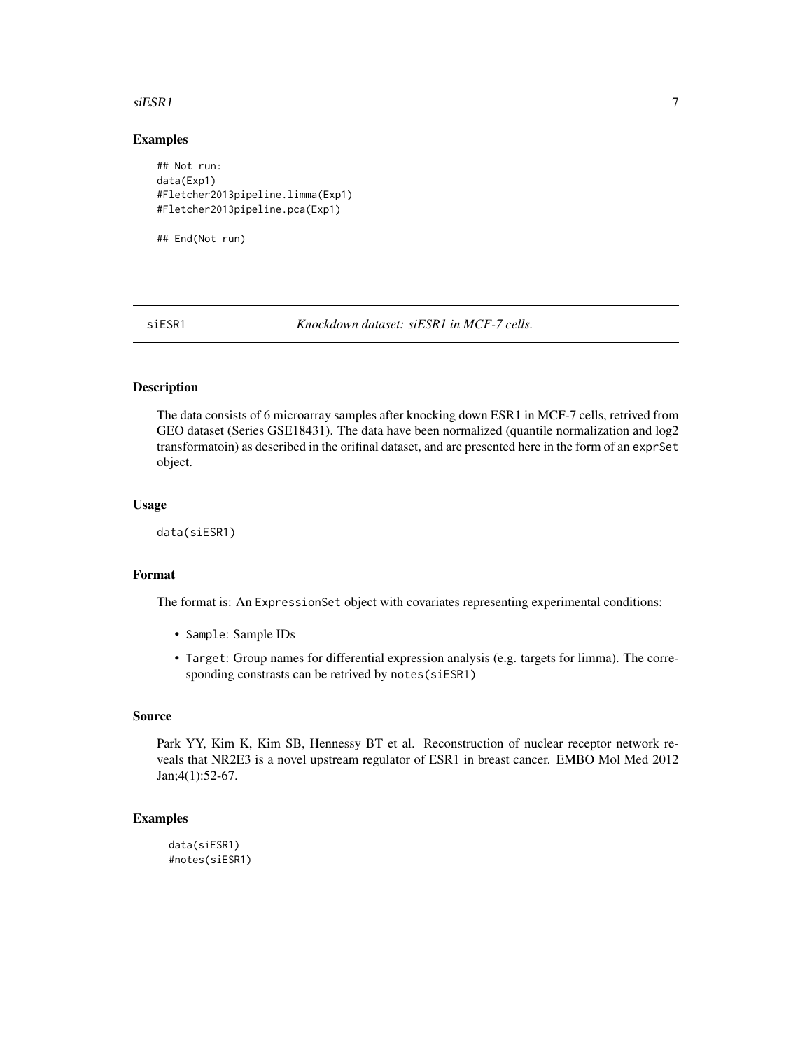## Examples

```
## Not run:
data(Exp1)
#Fletcher2013pipeline.limma(Exp1)
#Fletcher2013pipeline.pca(Exp1)

## End(Not run)
```

---

# siESR1 — *Knockdown dataset: siESR1 in MCF-7 cells.*

## Description

The data consists of 6 microarray samples after knocking down ESR1 in MCF-7 cells, retrived from GEO dataset (Series GSE18431). The data have been normalized (quantile normalization and log2 transformatoin) as described in the orifinal dataset, and are presented here in the form of an `exprSet` object.

## Usage

```
data(siESR1)
```

## Format

The format is: An `ExpressionSet` object with covariates representing experimental conditions:

- `Sample`: Sample IDs
- `Target`: Group names for differential expression analysis (e.g. targets for limma). The corresponding constrasts can be retrived by `notes(siESR1)`

## Source

Park YY, Kim K, Kim SB, Hennessy BT et al. Reconstruction of nuclear receptor network reveals that NR2E3 is a novel upstream regulator of ESR1 in breast cancer. EMBO Mol Med 2012 Jan;4(1):52-67.

## Examples

```
data(siESR1)
#notes(siESR1)
```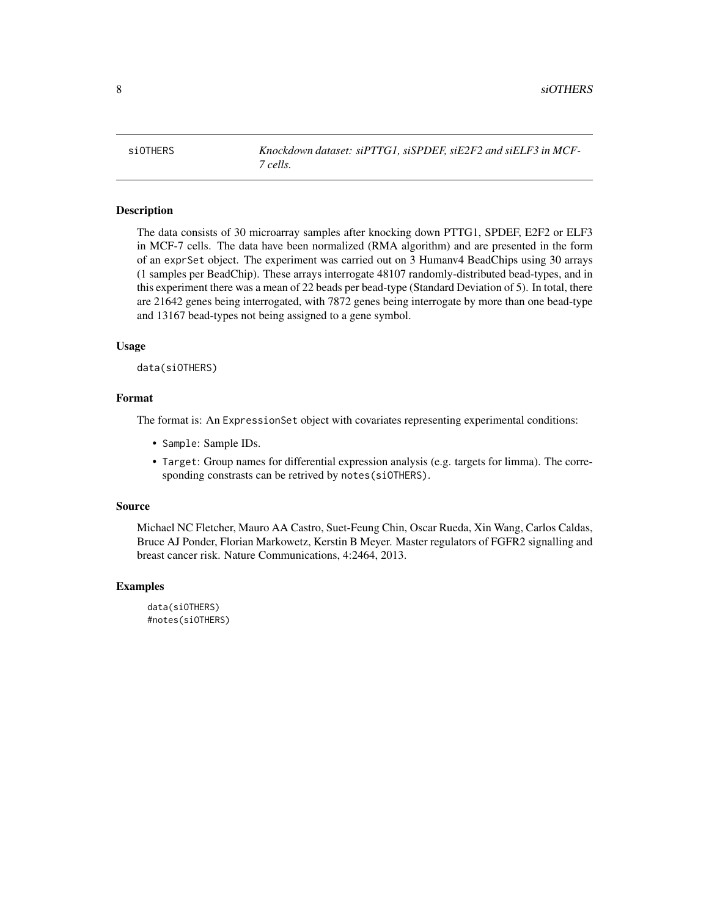siOTHERS *Knockdown dataset: siPTTG1, siSPDEF, siE2F2 and siELF3 in MCF-7 cells.*

## Description

The data consists of 30 microarray samples after knocking down PTTG1, SPDEF, E2F2 or ELF3 in MCF-7 cells. The data have been normalized (RMA algorithm) and are presented in the form of an exprSet object. The experiment was carried out on 3 Humanv4 BeadChips using 30 arrays (1 samples per BeadChip). These arrays interrogate 48107 randomly-distributed bead-types, and in this experiment there was a mean of 22 beads per bead-type (Standard Deviation of 5). In total, there are 21642 genes being interrogated, with 7872 genes being interrogate by more than one bead-type and 13167 bead-types not being assigned to a gene symbol.

## Usage

```
data(siOTHERS)
```

## Format

The format is: An ExpressionSet object with covariates representing experimental conditions:

- Sample: Sample IDs.
- Target: Group names for differential expression analysis (e.g. targets for limma). The corresponding constrasts can be retrived by notes(siOTHERS).

## Source

Michael NC Fletcher, Mauro AA Castro, Suet-Feung Chin, Oscar Rueda, Xin Wang, Carlos Caldas, Bruce AJ Ponder, Florian Markowetz, Kerstin B Meyer. Master regulators of FGFR2 signalling and breast cancer risk. Nature Communications, 4:2464, 2013.

## Examples

```
data(siOTHERS)
#notes(siOTHERS)
```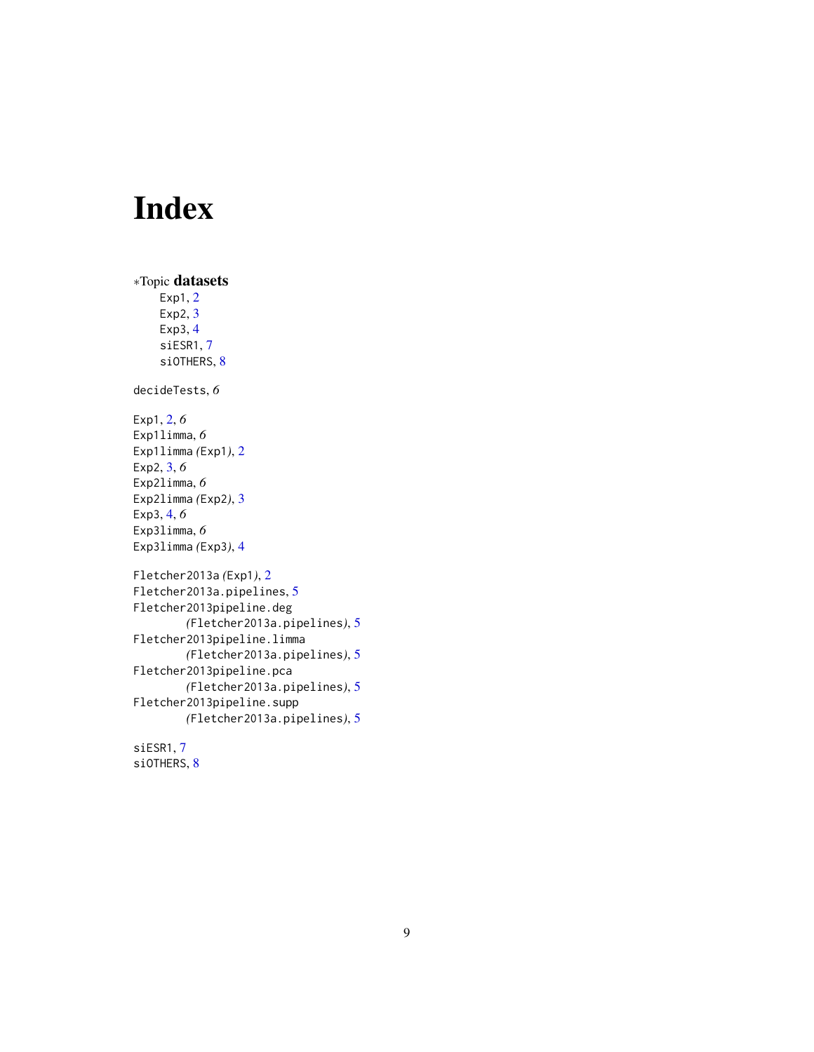# Index

∗Topic **datasets**

Exp1, 2
Exp2, 3
Exp3, 4
siESR1, 7
siOTHERS, 8

decideTests, *6*

Exp1, 2, *6*
Exp1limma, *6*
Exp1limma *(*Exp1*)*, 2
Exp2, 3, *6*
Exp2limma, *6*
Exp2limma *(*Exp2*)*, 3
Exp3, 4, *6*
Exp3limma, *6*
Exp3limma *(*Exp3*)*, 4

Fletcher2013a *(*Exp1*)*, 2
Fletcher2013a.pipelines, 5
Fletcher2013pipeline.deg *(*Fletcher2013a.pipelines*)*, 5
Fletcher2013pipeline.limma *(*Fletcher2013a.pipelines*)*, 5
Fletcher2013pipeline.pca *(*Fletcher2013a.pipelines*)*, 5
Fletcher2013pipeline.supp *(*Fletcher2013a.pipelines*)*, 5

siESR1, 7
siOTHERS, 8